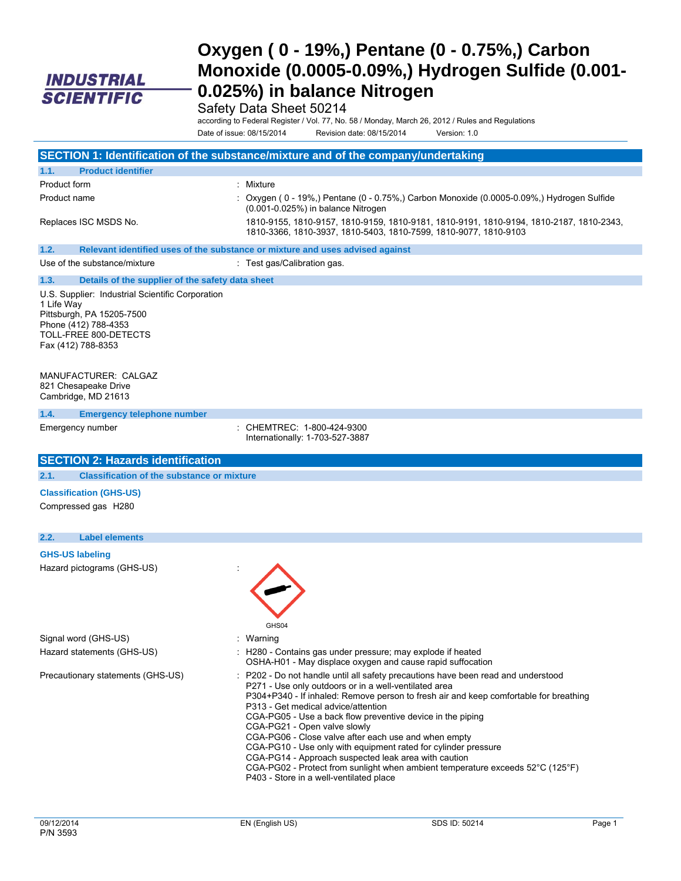# Oxygen ( 0 - 19%,) Pentane (0 - 0.75%,) Carbon Monoxide (0.0005-0.09%,) Hydrogen Sulfide (0.001-0.025%) in balance Nitrogen

Safety Data Sheet 50214

according to Federal Register / Vol. 77, No. 58 / Monday, March 26, 2012 / Rules and Regulations

Date of issue: 08/15/2014 Revision date: 08/15/2014 Version: 1.0

## SECTION 1: Identification of the substance/mixture and of the company/undertaking

### 1.1. Product identifier

| | |
|---|---|
| Product form | : Mixture |
| Product name | : Oxygen ( 0 - 19%,) Pentane (0 - 0.75%,) Carbon Monoxide (0.0005-0.09%,) Hydrogen Sulfide (0.001-0.025%) in balance Nitrogen |
| Replaces ISC MSDS No. | 1810-9155, 1810-9157, 1810-9159, 1810-9181, 1810-9191, 1810-9194, 1810-2187, 1810-2343, 1810-3366, 1810-3937, 1810-5403, 1810-7599, 1810-9077, 1810-9103 |

### 1.2. Relevant identified uses of the substance or mixture and uses advised against

Use of the substance/mixture : Test gas/Calibration gas.

### 1.3. Details of the supplier of the safety data sheet

U.S. Supplier: Industrial Scientific Corporation
1 Life Way
Pittsburgh, PA 15205-7500
Phone (412) 788-4353
TOLL-FREE 800-DETECTS
Fax (412) 788-8353

MANUFACTURER: CALGAZ
821 Chesapeake Drive
Cambridge, MD 21613

### 1.4. Emergency telephone number

Emergency number : CHEMTREC: 1-800-424-9300
Internationally: 1-703-527-3887

## SECTION 2: Hazards identification

### 2.1. Classification of the substance or mixture

**Classification (GHS-US)**

Compressed gas H280

### 2.2. Label elements

**GHS-US labeling**

Hazard pictograms (GHS-US) :

GHS04

Signal word (GHS-US) : Warning

Hazard statements (GHS-US) : H280 - Contains gas under pressure; may explode if heated
OSHA-H01 - May displace oxygen and cause rapid suffocation

Precautionary statements (GHS-US) : P202 - Do not handle until all safety precautions have been read and understood
P271 - Use only outdoors or in a well-ventilated area
P304+P340 - If inhaled: Remove person to fresh air and keep comfortable for breathing
P313 - Get medical advice/attention
CGA-PG05 - Use a back flow preventive device in the piping
CGA-PG21 - Open valve slowly
CGA-PG06 - Close valve after each use and when empty
CGA-PG10 - Use only with equipment rated for cylinder pressure
CGA-PG14 - Approach suspected leak area with caution
CGA-PG02 - Protect from sunlight when ambient temperature exceeds 52°C (125°F)
P403 - Store in a well-ventilated place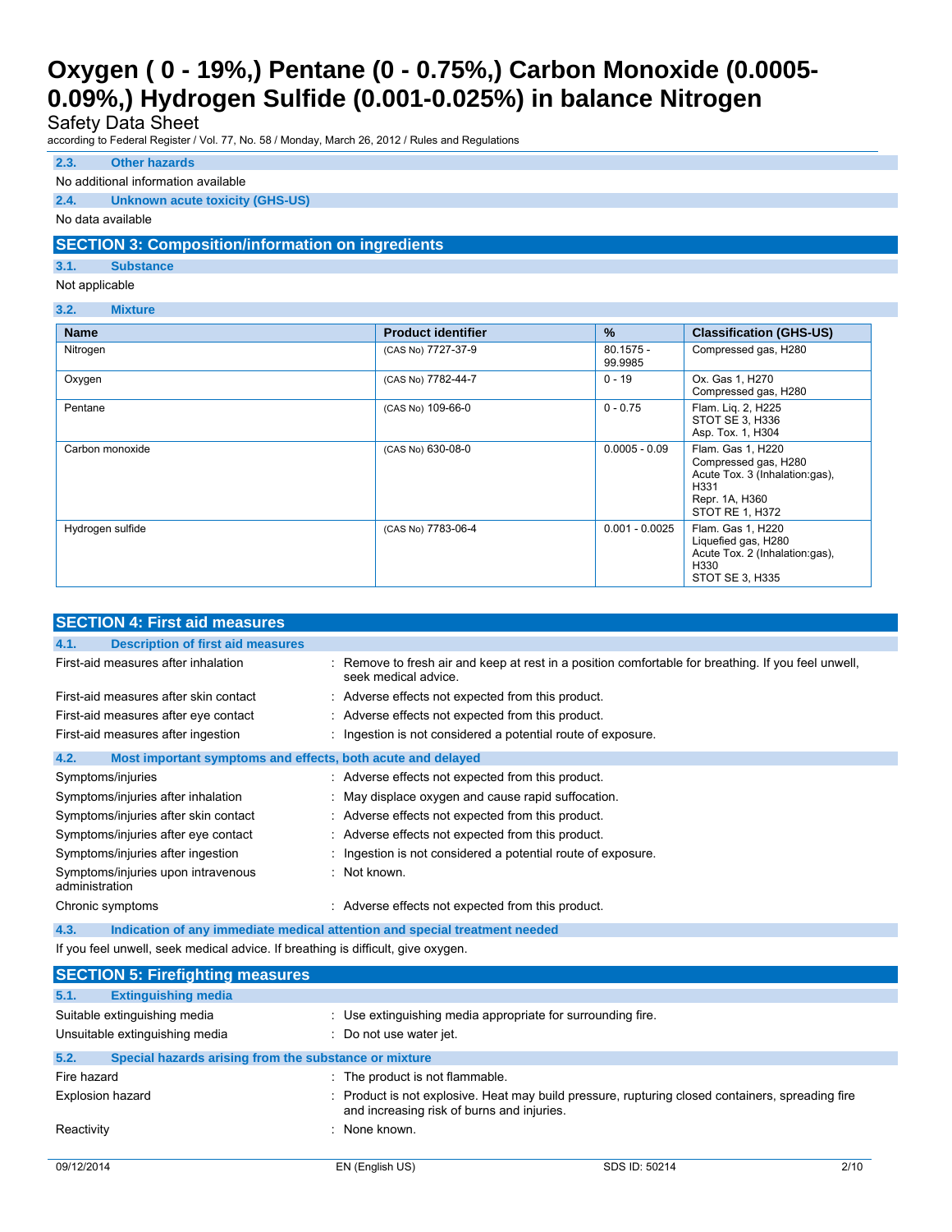### 2.3. Other hazards

No additional information available

### 2.4. Unknown acute toxicity (GHS-US)

No data available

## SECTION 3: Composition/information on ingredients

### 3.1. Substance

Not applicable

### 3.2. Mixture

| Name | Product identifier | % | Classification (GHS-US) |
|---|---|---|---|
| Nitrogen | (CAS No) 7727-37-9 | 80.1575 - 99.9985 | Compressed gas, H280 |
| Oxygen | (CAS No) 7782-44-7 | 0 - 19 | Ox. Gas 1, H270<br>Compressed gas, H280 |
| Pentane | (CAS No) 109-66-0 | 0 - 0.75 | Flam. Liq. 2, H225<br>STOT SE 3, H336<br>Asp. Tox. 1, H304 |
| Carbon monoxide | (CAS No) 630-08-0 | 0.0005 - 0.09 | Flam. Gas 1, H220<br>Compressed gas, H280<br>Acute Tox. 3 (Inhalation:gas), H331<br>Repr. 1A, H360<br>STOT RE 1, H372 |
| Hydrogen sulfide | (CAS No) 7783-06-4 | 0.001 - 0.0025 | Flam. Gas 1, H220<br>Liquefied gas, H280<br>Acute Tox. 2 (Inhalation:gas), H330<br>STOT SE 3, H335 |

## SECTION 4: First aid measures

### 4.1. Description of first aid measures

First-aid measures after inhalation : Remove to fresh air and keep at rest in a position comfortable for breathing. If you feel unwell, seek medical advice.

First-aid measures after skin contact : Adverse effects not expected from this product.

First-aid measures after eye contact : Adverse effects not expected from this product.

First-aid measures after ingestion : Ingestion is not considered a potential route of exposure.

### 4.2. Most important symptoms and effects, both acute and delayed

Symptoms/injuries : Adverse effects not expected from this product.

Symptoms/injuries after inhalation : May displace oxygen and cause rapid suffocation.

Symptoms/injuries after skin contact : Adverse effects not expected from this product.

Symptoms/injuries after eye contact : Adverse effects not expected from this product.

Symptoms/injuries after ingestion : Ingestion is not considered a potential route of exposure.

Symptoms/injuries upon intravenous administration : Not known.

Chronic symptoms : Adverse effects not expected from this product.

### 4.3. Indication of any immediate medical attention and special treatment needed

If you feel unwell, seek medical advice. If breathing is difficult, give oxygen.

## SECTION 5: Firefighting measures

### 5.1. Extinguishing media

Suitable extinguishing media : Use extinguishing media appropriate for surrounding fire.

Unsuitable extinguishing media : Do not use water jet.

### 5.2. Special hazards arising from the substance or mixture

Fire hazard : The product is not flammable.

Explosion hazard : Product is not explosive. Heat may build pressure, rupturing closed containers, spreading fire and increasing risk of burns and injuries.

Reactivity : None known.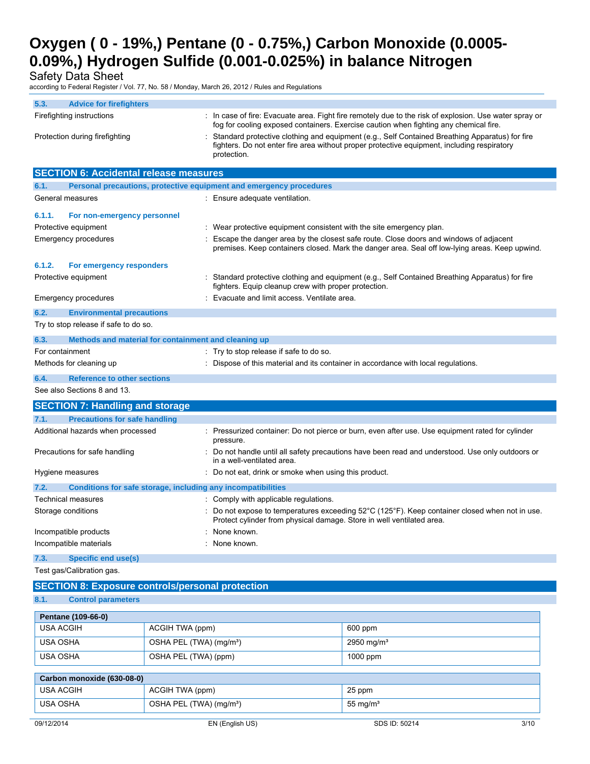### 5.3. Advice for firefighters

| | |
|---|---|
| Firefighting instructions | : In case of fire: Evacuate area. Fight fire remotely due to the risk of explosion. Use water spray or fog for cooling exposed containers. Exercise caution when fighting any chemical fire. |
| Protection during firefighting | : Standard protective clothing and equipment (e.g., Self Contained Breathing Apparatus) for fire fighters. Do not enter fire area without proper protective equipment, including respiratory protection. |

## SECTION 6: Accidental release measures

### 6.1. Personal precautions, protective equipment and emergency procedures

| | |
|---|---|
| General measures | : Ensure adequate ventilation. |

#### 6.1.1. For non-emergency personnel

| | |
|---|---|
| Protective equipment | : Wear protective equipment consistent with the site emergency plan. |
| Emergency procedures | : Escape the danger area by the closest safe route. Close doors and windows of adjacent premises. Keep containers closed. Mark the danger area. Seal off low-lying areas. Keep upwind. |

#### 6.1.2. For emergency responders

| | |
|---|---|
| Protective equipment | : Standard protective clothing and equipment (e.g., Self Contained Breathing Apparatus) for fire fighters. Equip cleanup crew with proper protection. |
| Emergency procedures | : Evacuate and limit access. Ventilate area. |

### 6.2. Environmental precautions

Try to stop release if safe to do so.

### 6.3. Methods and material for containment and cleaning up

| | |
|---|---|
| For containment | : Try to stop release if safe to do so. |
| Methods for cleaning up | : Dispose of this material and its container in accordance with local regulations. |

### 6.4. Reference to other sections

See also Sections 8 and 13.

## SECTION 7: Handling and storage

### 7.1. Precautions for safe handling

| | |
|---|---|
| Additional hazards when processed | : Pressurized container: Do not pierce or burn, even after use. Use equipment rated for cylinder pressure. |
| Precautions for safe handling | : Do not handle until all safety precautions have been read and understood. Use only outdoors or in a well-ventilated area. |
| Hygiene measures | : Do not eat, drink or smoke when using this product. |

### 7.2. Conditions for safe storage, including any incompatibilities

| | |
|---|---|
| Technical measures | : Comply with applicable regulations. |
| Storage conditions | : Do not expose to temperatures exceeding 52°C (125°F). Keep container closed when not in use. Protect cylinder from physical damage. Store in well ventilated area. |
| Incompatible products | : None known. |
| Incompatible materials | : None known. |

### 7.3. Specific end use(s)

Test gas/Calibration gas.

## SECTION 8: Exposure controls/personal protection

### 8.1. Control parameters

| Pentane (109-66-0) | | |
|---|---|---|
| USA ACGIH | ACGIH TWA (ppm) | 600 ppm |
| USA OSHA | OSHA PEL (TWA) (mg/m³) | 2950 mg/m³ |
| USA OSHA | OSHA PEL (TWA) (ppm) | 1000 ppm |

| Carbon monoxide (630-08-0) | | |
|---|---|---|
| USA ACGIH | ACGIH TWA (ppm) | 25 ppm |
| USA OSHA | OSHA PEL (TWA) (mg/m³) | 55 mg/m³ |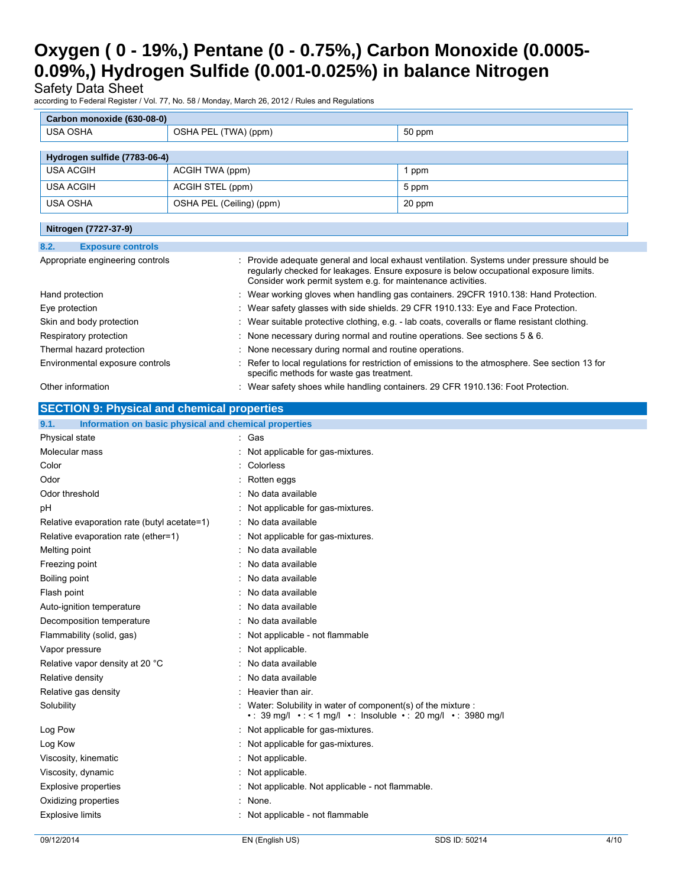| Carbon monoxide (630-08-0) | | |
|---|---|---|
| USA OSHA | OSHA PEL (TWA) (ppm) | 50 ppm |

| Hydrogen sulfide (7783-06-4) | | |
|---|---|---|
| USA ACGIH | ACGIH TWA (ppm) | 1 ppm |
| USA ACGIH | ACGIH STEL (ppm) | 5 ppm |
| USA OSHA | OSHA PEL (Ceiling) (ppm) | 20 ppm |

| Nitrogen (7727-37-9) |
|---|

### 8.2. Exposure controls

| | |
|---|---|
| Appropriate engineering controls | : Provide adequate general and local exhaust ventilation. Systems under pressure should be regularly checked for leakages. Ensure exposure is below occupational exposure limits. Consider work permit system e.g. for maintenance activities. |
| Hand protection | : Wear working gloves when handling gas containers. 29CFR 1910.138: Hand Protection. |
| Eye protection | : Wear safety glasses with side shields. 29 CFR 1910.133: Eye and Face Protection. |
| Skin and body protection | : Wear suitable protective clothing, e.g. - lab coats, coveralls or flame resistant clothing. |
| Respiratory protection | : None necessary during normal and routine operations. See sections 5 & 6. |
| Thermal hazard protection | : None necessary during normal and routine operations. |
| Environmental exposure controls | : Refer to local regulations for restriction of emissions to the atmosphere. See section 13 for specific methods for waste gas treatment. |
| Other information | : Wear safety shoes while handling containers. 29 CFR 1910.136: Foot Protection. |

## SECTION 9: Physical and chemical properties

### 9.1. Information on basic physical and chemical properties

| | |
|---|---|
| Physical state | : Gas |
| Molecular mass | : Not applicable for gas-mixtures. |
| Color | : Colorless |
| Odor | : Rotten eggs |
| Odor threshold | : No data available |
| pH | : Not applicable for gas-mixtures. |
| Relative evaporation rate (butyl acetate=1) | : No data available |
| Relative evaporation rate (ether=1) | : Not applicable for gas-mixtures. |
| Melting point | : No data available |
| Freezing point | : No data available |
| Boiling point | : No data available |
| Flash point | : No data available |
| Auto-ignition temperature | : No data available |
| Decomposition temperature | : No data available |
| Flammability (solid, gas) | : Not applicable - not flammable |
| Vapor pressure | : Not applicable. |
| Relative vapor density at 20 °C | : No data available |
| Relative density | : No data available |
| Relative gas density | : Heavier than air. |
| Solubility | : Water: Solubility in water of component(s) of the mixture : • : 39 mg/l • : < 1 mg/l • : Insoluble • : 20 mg/l • : 3980 mg/l |
| Log Pow | : Not applicable for gas-mixtures. |
| Log Kow | : Not applicable for gas-mixtures. |
| Viscosity, kinematic | : Not applicable. |
| Viscosity, dynamic | : Not applicable. |
| Explosive properties | : Not applicable. Not applicable - not flammable. |
| Oxidizing properties | : None. |
| Explosive limits | : Not applicable - not flammable |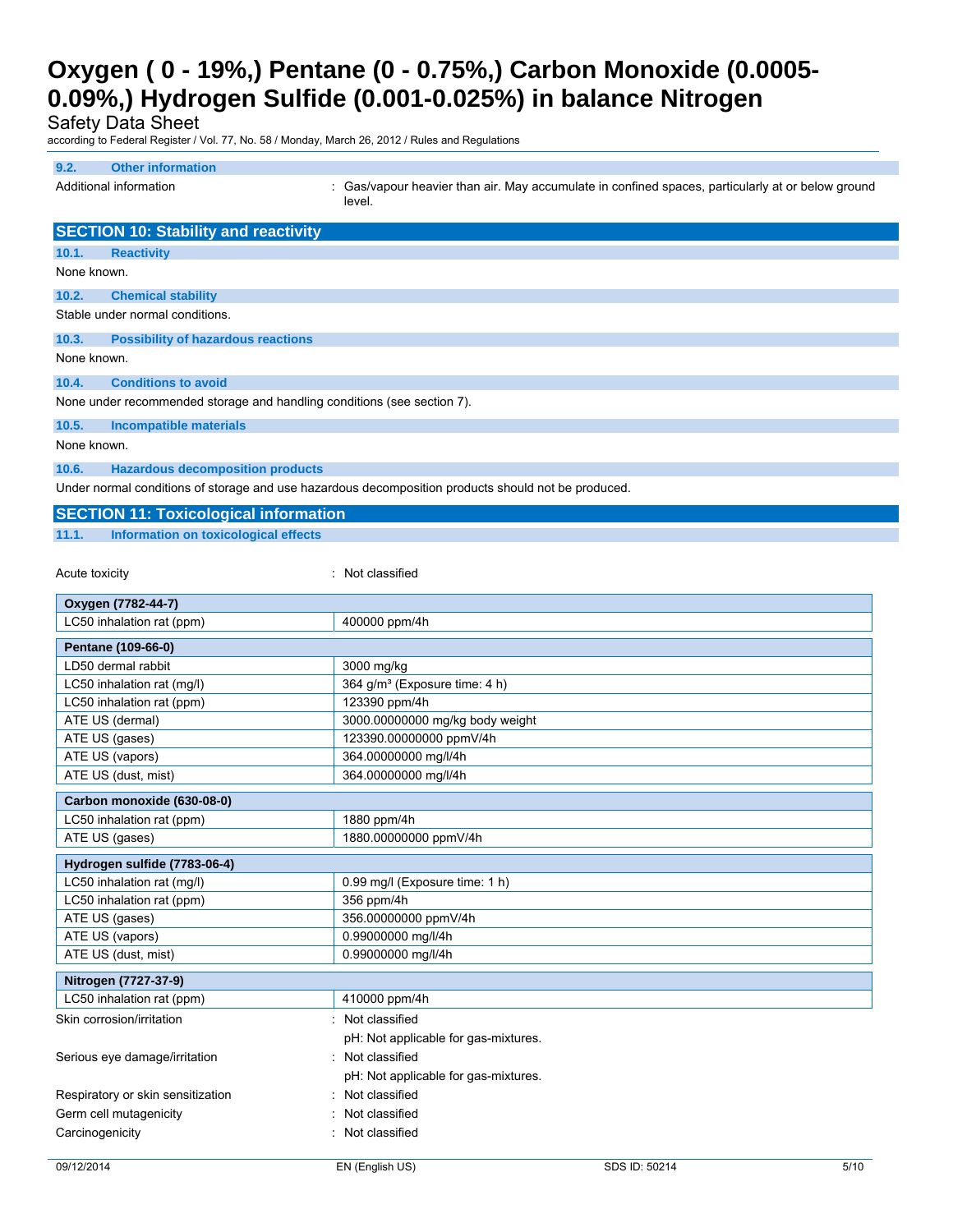### 9.2. Other information

Additional information : Gas/vapour heavier than air. May accumulate in confined spaces, particularly at or below ground level.

## SECTION 10: Stability and reactivity

### 10.1. Reactivity

None known.

### 10.2. Chemical stability

Stable under normal conditions.

### 10.3. Possibility of hazardous reactions

None known.

### 10.4. Conditions to avoid

None under recommended storage and handling conditions (see section 7).

### 10.5. Incompatible materials

None known.

### 10.6. Hazardous decomposition products

Under normal conditions of storage and use hazardous decomposition products should not be produced.

## SECTION 11: Toxicological information

### 11.1. Information on toxicological effects

Acute toxicity : Not classified

| Oxygen (7782-44-7) | |
|---|---|
| LC50 inhalation rat (ppm) | 400000 ppm/4h |

| Pentane (109-66-0) | |
|---|---|
| LD50 dermal rabbit | 3000 mg/kg |
| LC50 inhalation rat (mg/l) | 364 g/m³ (Exposure time: 4 h) |
| LC50 inhalation rat (ppm) | 123390 ppm/4h |
| ATE US (dermal) | 3000.00000000 mg/kg body weight |
| ATE US (gases) | 123390.00000000 ppmV/4h |
| ATE US (vapors) | 364.00000000 mg/l/4h |
| ATE US (dust, mist) | 364.00000000 mg/l/4h |

| Carbon monoxide (630-08-0) | |
|---|---|
| LC50 inhalation rat (ppm) | 1880 ppm/4h |
| ATE US (gases) | 1880.00000000 ppmV/4h |

| Hydrogen sulfide (7783-06-4) | |
|---|---|
| LC50 inhalation rat (mg/l) | 0.99 mg/l (Exposure time: 1 h) |
| LC50 inhalation rat (ppm) | 356 ppm/4h |
| ATE US (gases) | 356.00000000 ppmV/4h |
| ATE US (vapors) | 0.99000000 mg/l/4h |
| ATE US (dust, mist) | 0.99000000 mg/l/4h |

| Nitrogen (7727-37-9) | |
|---|---|
| LC50 inhalation rat (ppm) | 410000 ppm/4h |

Skin corrosion/irritation : Not classified
pH: Not applicable for gas-mixtures.

Serious eye damage/irritation : Not classified
pH: Not applicable for gas-mixtures.

Respiratory or skin sensitization : Not classified

Germ cell mutagenicity : Not classified

Carcinogenicity : Not classified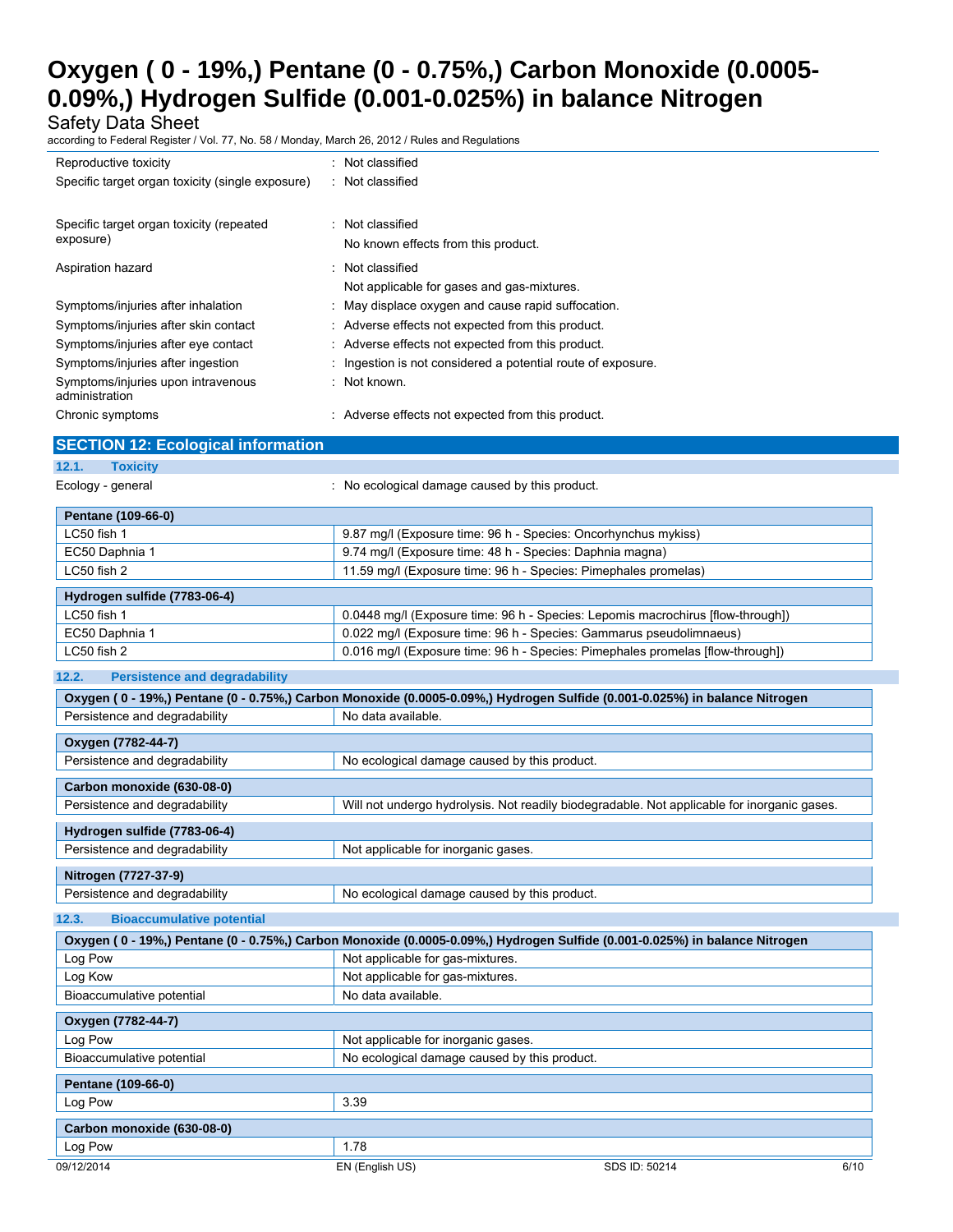| | |
|---|---|
| Reproductive toxicity | : Not classified |
| Specific target organ toxicity (single exposure) | : Not classified |
| Specific target organ toxicity (repeated exposure) | : Not classified<br>No known effects from this product. |
| Aspiration hazard | : Not classified<br>Not applicable for gases and gas-mixtures. |
| Symptoms/injuries after inhalation | : May displace oxygen and cause rapid suffocation. |
| Symptoms/injuries after skin contact | : Adverse effects not expected from this product. |
| Symptoms/injuries after eye contact | : Adverse effects not expected from this product. |
| Symptoms/injuries after ingestion | : Ingestion is not considered a potential route of exposure. |
| Symptoms/injuries upon intravenous administration | : Not known. |
| Chronic symptoms | : Adverse effects not expected from this product. |

## SECTION 12: Ecological information

### 12.1. Toxicity

Ecology - general : No ecological damage caused by this product.

| Pentane (109-66-0) | |
|---|---|
| LC50 fish 1 | 9.87 mg/l (Exposure time: 96 h - Species: Oncorhynchus mykiss) |
| EC50 Daphnia 1 | 9.74 mg/l (Exposure time: 48 h - Species: Daphnia magna) |
| LC50 fish 2 | 11.59 mg/l (Exposure time: 96 h - Species: Pimephales promelas) |

| Hydrogen sulfide (7783-06-4) | |
|---|---|
| LC50 fish 1 | 0.0448 mg/l (Exposure time: 96 h - Species: Lepomis macrochirus [flow-through]) |
| EC50 Daphnia 1 | 0.022 mg/l (Exposure time: 96 h - Species: Gammarus pseudolimnaeus) |
| LC50 fish 2 | 0.016 mg/l (Exposure time: 96 h - Species: Pimephales promelas [flow-through]) |

### 12.2. Persistence and degradability

| Oxygen ( 0 - 19%,) Pentane (0 - 0.75%,) Carbon Monoxide (0.0005-0.09%,) Hydrogen Sulfide (0.001-0.025%) in balance Nitrogen | |
|---|---|
| Persistence and degradability | No data available. |

| Oxygen (7782-44-7) | |
|---|---|
| Persistence and degradability | No ecological damage caused by this product. |

| Carbon monoxide (630-08-0) | |
|---|---|
| Persistence and degradability | Will not undergo hydrolysis. Not readily biodegradable. Not applicable for inorganic gases. |

| Hydrogen sulfide (7783-06-4) | |
|---|---|
| Persistence and degradability | Not applicable for inorganic gases. |

| Nitrogen (7727-37-9) | |
|---|---|
| Persistence and degradability | No ecological damage caused by this product. |

### 12.3. Bioaccumulative potential

| Oxygen ( 0 - 19%,) Pentane (0 - 0.75%,) Carbon Monoxide (0.0005-0.09%,) Hydrogen Sulfide (0.001-0.025%) in balance Nitrogen | |
|---|---|
| Log Pow | Not applicable for gas-mixtures. |
| Log Kow | Not applicable for gas-mixtures. |
| Bioaccumulative potential | No data available. |

| Oxygen (7782-44-7) | |
|---|---|
| Log Pow | Not applicable for inorganic gases. |
| Bioaccumulative potential | No ecological damage caused by this product. |

| Pentane (109-66-0) | |
|---|---|
| Log Pow | 3.39 |

| Carbon monoxide (630-08-0) | |
|---|---|
| Log Pow | 1.78 |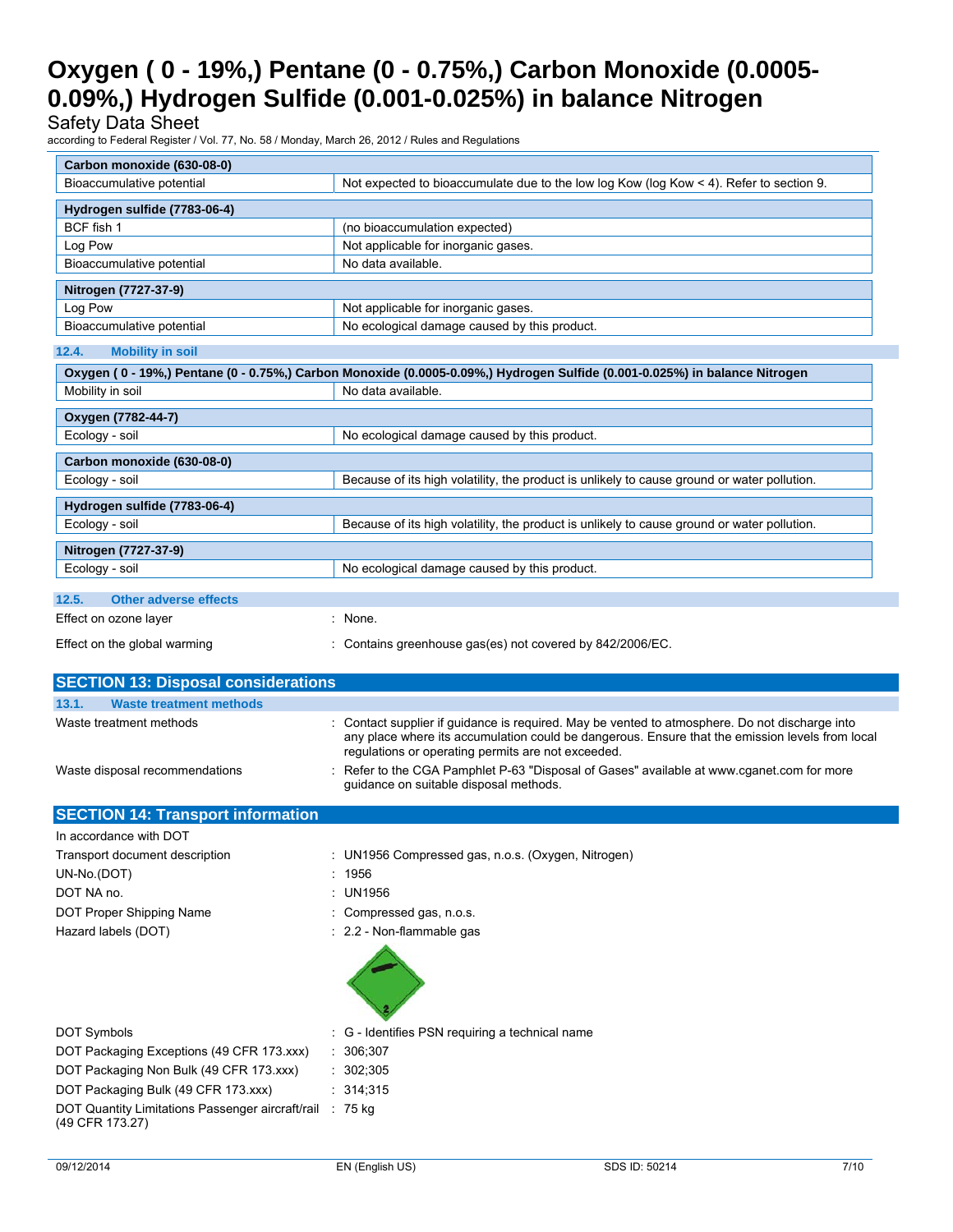| Carbon monoxide (630-08-0) | |
|---|---|
| Bioaccumulative potential | Not expected to bioaccumulate due to the low log Kow (log Kow < 4). Refer to section 9. |

| Hydrogen sulfide (7783-06-4) | |
|---|---|
| BCF fish 1 | (no bioaccumulation expected) |
| Log Pow | Not applicable for inorganic gases. |
| Bioaccumulative potential | No data available. |

| Nitrogen (7727-37-9) | |
|---|---|
| Log Pow | Not applicable for inorganic gases. |
| Bioaccumulative potential | No ecological damage caused by this product. |

### 12.4. Mobility in soil

| Oxygen ( 0 - 19%,) Pentane (0 - 0.75%,) Carbon Monoxide (0.0005-0.09%,) Hydrogen Sulfide (0.001-0.025%) in balance Nitrogen | |
|---|---|
| Mobility in soil | No data available. |

| Oxygen (7782-44-7) | |
|---|---|
| Ecology - soil | No ecological damage caused by this product. |

| Carbon monoxide (630-08-0) | |
|---|---|
| Ecology - soil | Because of its high volatility, the product is unlikely to cause ground or water pollution. |

| Hydrogen sulfide (7783-06-4) | |
|---|---|
| Ecology - soil | Because of its high volatility, the product is unlikely to cause ground or water pollution. |

| Nitrogen (7727-37-9) | |
|---|---|
| Ecology - soil | No ecological damage caused by this product. |

### 12.5. Other adverse effects

Effect on ozone layer : None.

Effect on the global warming : Contains greenhouse gas(es) not covered by 842/2006/EC.

## SECTION 13: Disposal considerations

### 13.1. Waste treatment methods

Waste treatment methods : Contact supplier if guidance is required. May be vented to atmosphere. Do not discharge into any place where its accumulation could be dangerous. Ensure that the emission levels from local regulations or operating permits are not exceeded.

Waste disposal recommendations : Refer to the CGA Pamphlet P-63 "Disposal of Gases" available at www.cganet.com for more guidance on suitable disposal methods.

## SECTION 14: Transport information

In accordance with DOT

Transport document description : UN1956 Compressed gas, n.o.s. (Oxygen, Nitrogen)

UN-No.(DOT) : 1956

DOT NA no. : UN1956

DOT Proper Shipping Name : Compressed gas, n.o.s.

Hazard labels (DOT) : 2.2 - Non-flammable gas

DOT Symbols : G - Identifies PSN requiring a technical name

DOT Packaging Exceptions (49 CFR 173.xxx) : 306;307

DOT Packaging Non Bulk (49 CFR 173.xxx) : 302;305

DOT Packaging Bulk (49 CFR 173.xxx) : 314;315

DOT Quantity Limitations Passenger aircraft/rail (49 CFR 173.27) : 75 kg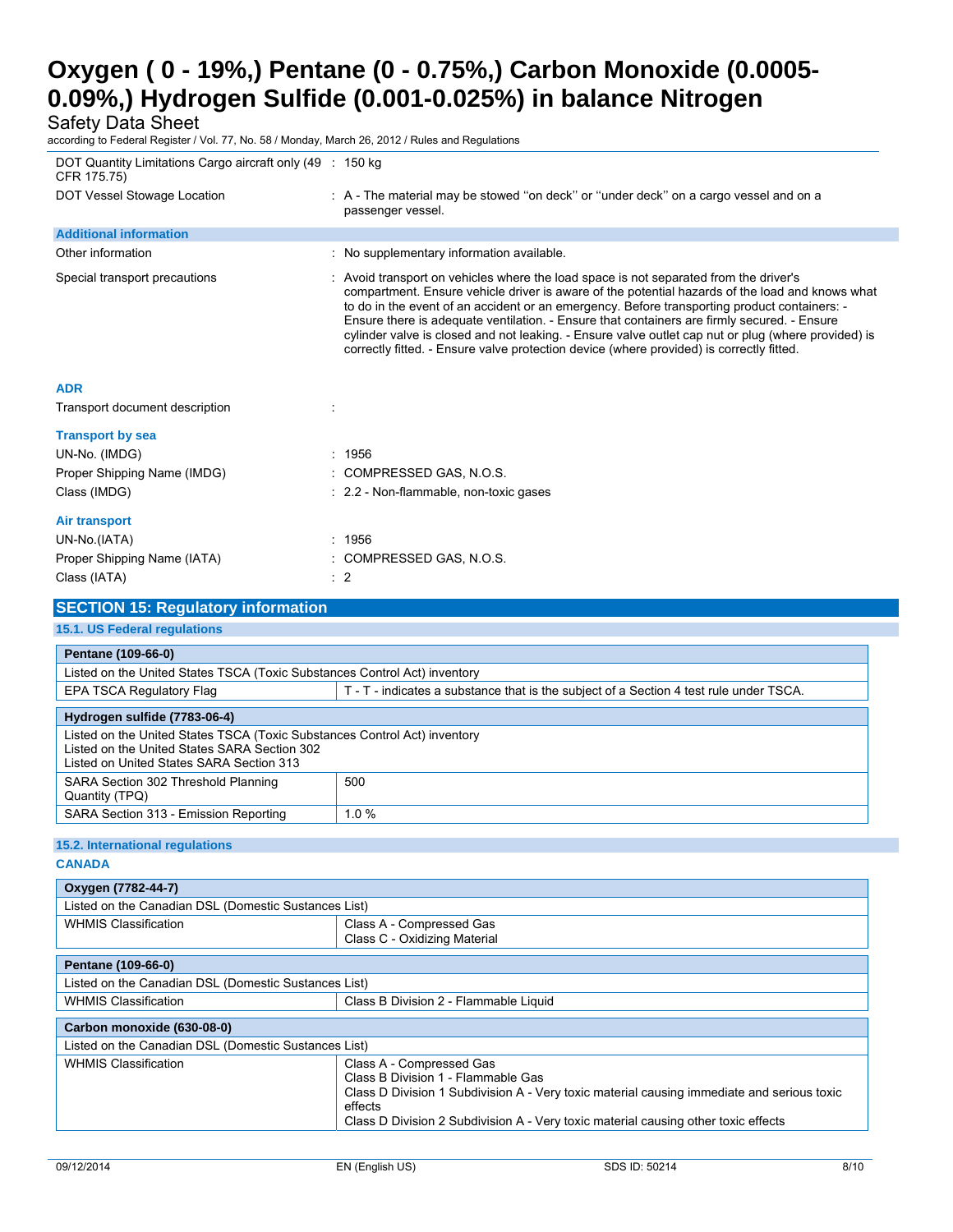| | | |
|---|---|---|
| DOT Quantity Limitations Cargo aircraft only (49 CFR 175.75) | : | 150 kg |
| DOT Vessel Stowage Location | : | A - The material may be stowed ''on deck'' or ''under deck'' on a cargo vessel and on a passenger vessel. |

### Additional information

| | | |
|---|---|---|
| Other information | : | No supplementary information available. |
| Special transport precautions | : | Avoid transport on vehicles where the load space is not separated from the driver's compartment. Ensure vehicle driver is aware of the potential hazards of the load and knows what to do in the event of an accident or an emergency. Before transporting product containers: - Ensure there is adequate ventilation. - Ensure that containers are firmly secured. - Ensure cylinder valve is closed and not leaking. - Ensure valve outlet cap nut or plug (where provided) is correctly fitted. - Ensure valve protection device (where provided) is correctly fitted. |

### ADR

| | | |
|---|---|---|
| Transport document description | : | |

### Transport by sea

| | | |
|---|---|---|
| UN-No. (IMDG) | : | 1956 |
| Proper Shipping Name (IMDG) | : | COMPRESSED GAS, N.O.S. |
| Class (IMDG) | : | 2.2 - Non-flammable, non-toxic gases |

### Air transport

| | | |
|---|---|---|
| UN-No.(IATA) | : | 1956 |
| Proper Shipping Name (IATA) | : | COMPRESSED GAS, N.O.S. |
| Class (IATA) | : | 2 |

## SECTION 15: Regulatory information

### 15.1. US Federal regulations

| Pentane (109-66-0) | |
|---|---|
| Listed on the United States TSCA (Toxic Substances Control Act) inventory | |
| EPA TSCA Regulatory Flag | T - T - indicates a substance that is the subject of a Section 4 test rule under TSCA. |

| Hydrogen sulfide (7783-06-4) | |
|---|---|
| Listed on the United States TSCA (Toxic Substances Control Act) inventory<br>Listed on the United States SARA Section 302<br>Listed on United States SARA Section 313 | |
| SARA Section 302 Threshold Planning Quantity (TPQ) | 500 |
| SARA Section 313 - Emission Reporting | 1.0 % |

### 15.2. International regulations

**CANADA**

| Oxygen (7782-44-7) | |
|---|---|
| Listed on the Canadian DSL (Domestic Sustances List) | |
| WHMIS Classification | Class A - Compressed Gas<br>Class C - Oxidizing Material |

| Pentane (109-66-0) | |
|---|---|
| Listed on the Canadian DSL (Domestic Sustances List) | |
| WHMIS Classification | Class B Division 2 - Flammable Liquid |

| Carbon monoxide (630-08-0) | |
|---|---|
| Listed on the Canadian DSL (Domestic Sustances List) | |
| WHMIS Classification | Class A - Compressed Gas<br>Class B Division 1 - Flammable Gas<br>Class D Division 1 Subdivision A - Very toxic material causing immediate and serious toxic effects<br>Class D Division 2 Subdivision A - Very toxic material causing other toxic effects |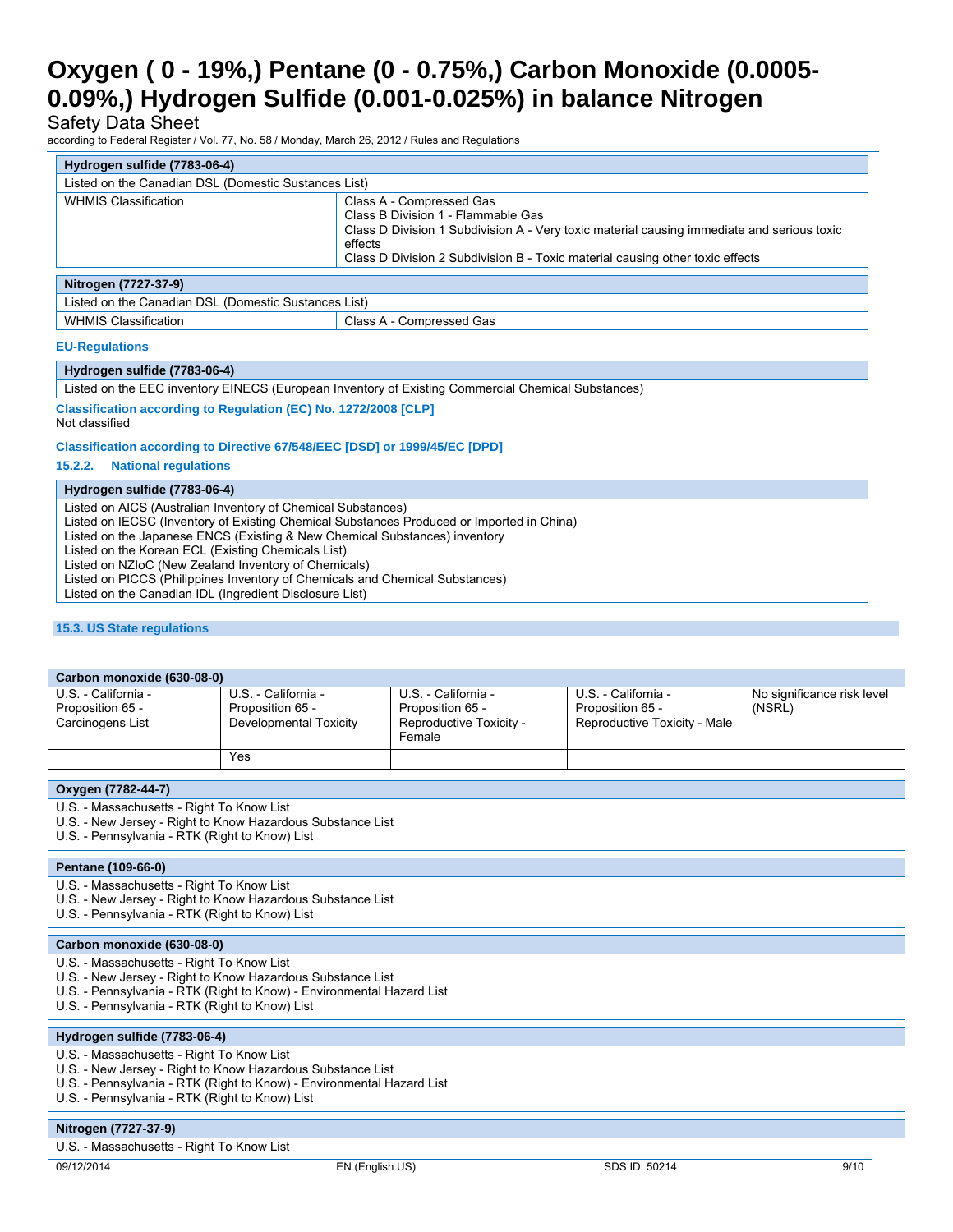| Hydrogen sulfide (7783-06-4) | |
|---|---|
| Listed on the Canadian DSL (Domestic Substances List) | |
| WHMIS Classification | Class A - Compressed Gas<br>Class B Division 1 - Flammable Gas<br>Class D Division 1 Subdivision A - Very toxic material causing immediate and serious toxic effects<br>Class D Division 2 Subdivision B - Toxic material causing other toxic effects |

| Nitrogen (7727-37-9) | |
|---|---|
| Listed on the Canadian DSL (Domestic Substances List) | |
| WHMIS Classification | Class A - Compressed Gas |

**EU-Regulations**

| Hydrogen sulfide (7783-06-4) |
|---|
| Listed on the EEC inventory EINECS (European Inventory of Existing Commercial Chemical Substances) |

**Classification according to Regulation (EC) No. 1272/2008 [CLP]**

Not classified

**Classification according to Directive 67/548/EEC [DSD] or 1999/45/EC [DPD]**

### 15.2.2. National regulations

| Hydrogen sulfide (7783-06-4) |
|---|
| Listed on AICS (Australian Inventory of Chemical Substances)<br>Listed on IECSC (Inventory of Existing Chemical Substances Produced or Imported in China)<br>Listed on the Japanese ENCS (Existing & New Chemical Substances) inventory<br>Listed on the Korean ECL (Existing Chemicals List)<br>Listed on NZIoC (New Zealand Inventory of Chemicals)<br>Listed on PICCS (Philippines Inventory of Chemicals and Chemical Substances)<br>Listed on the Canadian IDL (Ingredient Disclosure List) |

## 15.3. US State regulations

| Carbon monoxide (630-08-0) | | | | |
|---|---|---|---|---|
| U.S. - California - Proposition 65 - Carcinogens List | U.S. - California - Proposition 65 - Developmental Toxicity | U.S. - California - Proposition 65 - Reproductive Toxicity - Female | U.S. - California - Proposition 65 - Reproductive Toxicity - Male | No significance risk level (NSRL) |
| | Yes | | | |

| Oxygen (7782-44-7) |
|---|
| U.S. - Massachusetts - Right To Know List<br>U.S. - New Jersey - Right to Know Hazardous Substance List<br>U.S. - Pennsylvania - RTK (Right to Know) List |

| Pentane (109-66-0) |
|---|
| U.S. - Massachusetts - Right To Know List<br>U.S. - New Jersey - Right to Know Hazardous Substance List<br>U.S. - Pennsylvania - RTK (Right to Know) List |

| Carbon monoxide (630-08-0) |
|---|
| U.S. - Massachusetts - Right To Know List<br>U.S. - New Jersey - Right to Know Hazardous Substance List<br>U.S. - Pennsylvania - RTK (Right to Know) - Environmental Hazard List<br>U.S. - Pennsylvania - RTK (Right to Know) List |

| Hydrogen sulfide (7783-06-4) |
|---|
| U.S. - Massachusetts - Right To Know List<br>U.S. - New Jersey - Right to Know Hazardous Substance List<br>U.S. - Pennsylvania - RTK (Right to Know) - Environmental Hazard List<br>U.S. - Pennsylvania - RTK (Right to Know) List |

| Nitrogen (7727-37-9) |
|---|
| U.S. - Massachusetts - Right To Know List |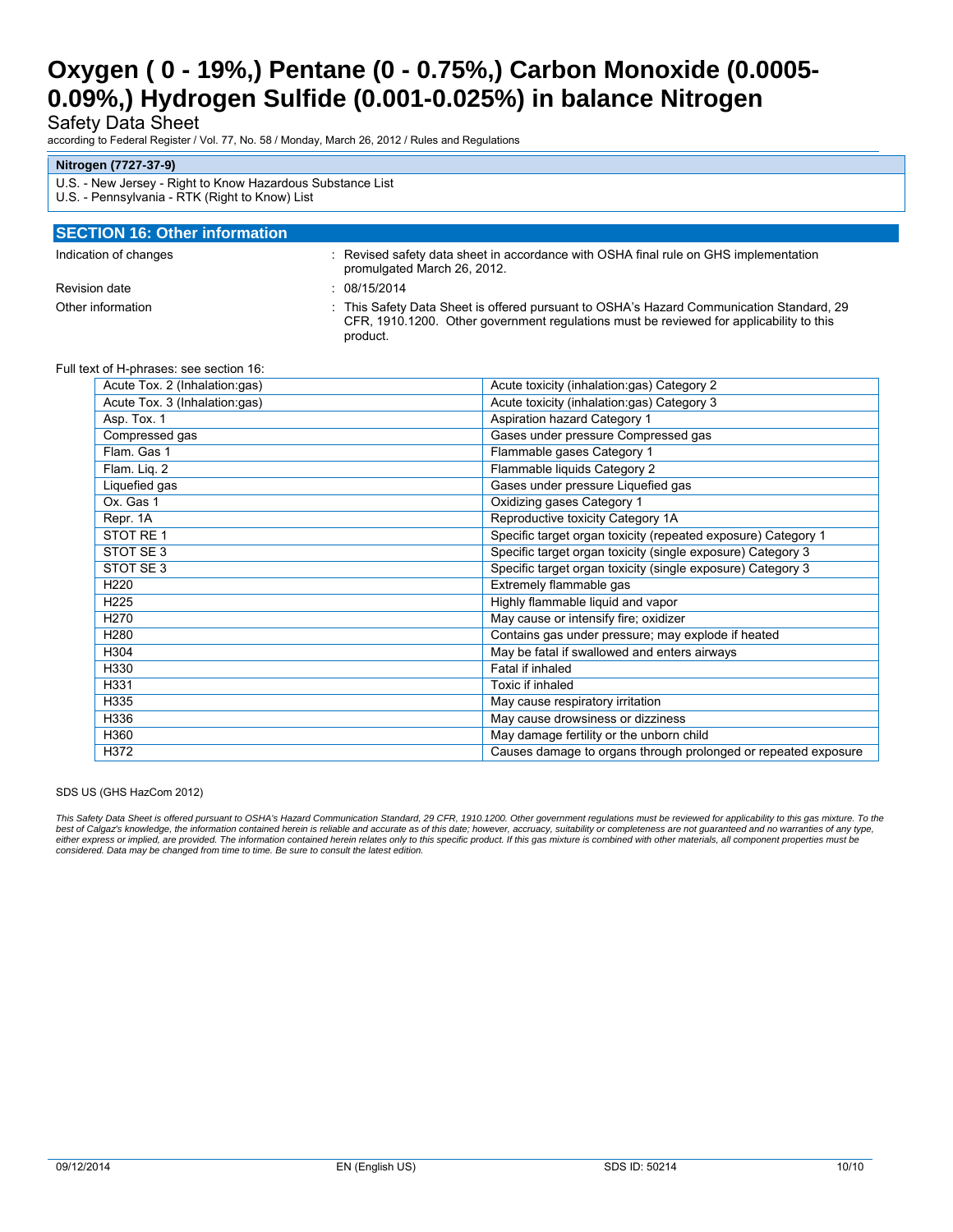| Nitrogen (7727-37-9) |
| --- |
| U.S. - New Jersey - Right to Know Hazardous Substance List<br>U.S. - Pennsylvania - RTK (Right to Know) List |

## SECTION 16: Other information

Indication of changes : Revised safety data sheet in accordance with OSHA final rule on GHS implementation promulgated March 26, 2012.

Revision date : 08/15/2014

Other information : This Safety Data Sheet is offered pursuant to OSHA's Hazard Communication Standard, 29 CFR, 1910.1200. Other government regulations must be reviewed for applicability to this product.

Full text of H-phrases: see section 16:

| | |
| --- | --- |
| Acute Tox. 2 (Inhalation:gas) | Acute toxicity (inhalation:gas) Category 2 |
| Acute Tox. 3 (Inhalation:gas) | Acute toxicity (inhalation:gas) Category 3 |
| Asp. Tox. 1 | Aspiration hazard Category 1 |
| Compressed gas | Gases under pressure Compressed gas |
| Flam. Gas 1 | Flammable gases Category 1 |
| Flam. Liq. 2 | Flammable liquids Category 2 |
| Liquefied gas | Gases under pressure Liquefied gas |
| Ox. Gas 1 | Oxidizing gases Category 1 |
| Repr. 1A | Reproductive toxicity Category 1A |
| STOT RE 1 | Specific target organ toxicity (repeated exposure) Category 1 |
| STOT SE 3 | Specific target organ toxicity (single exposure) Category 3 |
| STOT SE 3 | Specific target organ toxicity (single exposure) Category 3 |
| H220 | Extremely flammable gas |
| H225 | Highly flammable liquid and vapor |
| H270 | May cause or intensify fire; oxidizer |
| H280 | Contains gas under pressure; may explode if heated |
| H304 | May be fatal if swallowed and enters airways |
| H330 | Fatal if inhaled |
| H331 | Toxic if inhaled |
| H335 | May cause respiratory irritation |
| H336 | May cause drowsiness or dizziness |
| H360 | May damage fertility or the unborn child |
| H372 | Causes damage to organs through prolonged or repeated exposure |

SDS US (GHS HazCom 2012)

*This Safety Data Sheet is offered pursuant to OSHA's Hazard Communication Standard, 29 CFR, 1910.1200. Other government regulations must be reviewed for applicability to this gas mixture. To the best of Calgaz's knowledge, the information contained herein is reliable and accurate as of this date; however, accuracy, suitability or completeness are not guaranteed and no warranties of any type, either express or implied, are provided. The information contained herein relates only to this specific product. If this gas mixture is combined with other materials, all component properties must be considered. Data may be changed from time to time. Be sure to consult the latest edition.*